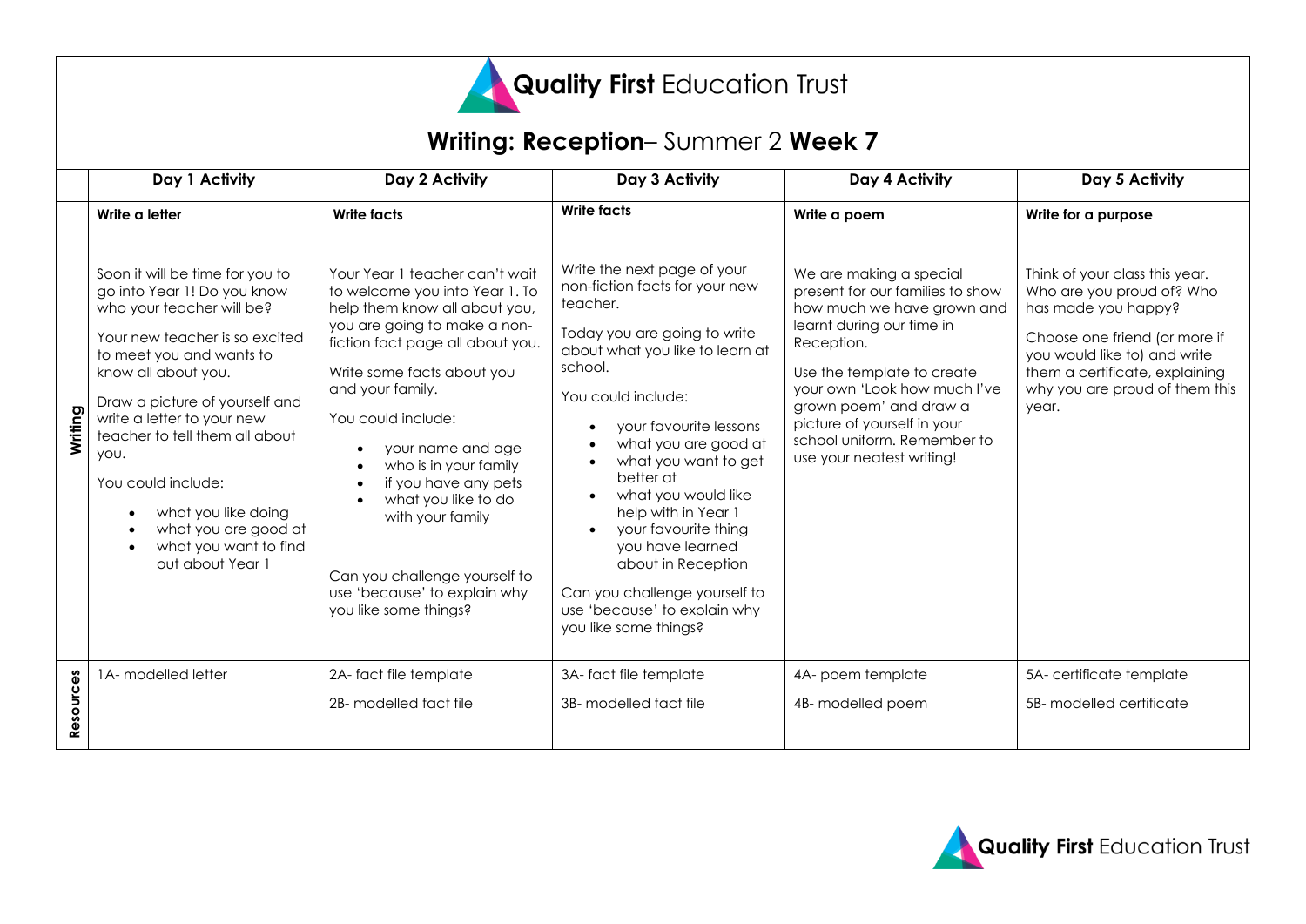# Quality First Education Trust

## Writing: Reception– Summer 2 **Week 7**

| | Day 1 Activity | Day 2 Activity | Day 3 Activity | Day 4 Activity | Day 5 Activity |
|---|---|---|---|---|---|
| **Writing** | **Write a letter**<br><br>Soon it will be time for you to go into Year 1! Do you know who your teacher will be?<br><br>Your new teacher is so excited to meet you and wants to know all about you.<br><br>Draw a picture of yourself and write a letter to your new teacher to tell them all about you.<br><br>You could include:<br>• what you like doing<br>• what you are good at<br>• what you want to find out about Year 1 | **Write facts**<br><br>Your Year 1 teacher can't wait to welcome you into Year 1. To help them know all about you, you are going to make a non-fiction fact page all about you.<br><br>Write some facts about you and your family.<br><br>You could include:<br>• your name and age<br>• who is in your family<br>• if you have any pets<br>• what you like to do with your family<br><br>Can you challenge yourself to use 'because' to explain why you like some things? | **Write facts**<br><br>Write the next page of your non-fiction facts for your new teacher.<br><br>Today you are going to write about what you like to learn at school.<br><br>You could include:<br>• your favourite lessons<br>• what you are good at<br>• what you want to get better at<br>• what you would like help with in Year 1<br>• your favourite thing you have learned about in Reception<br><br>Can you challenge yourself to use 'because' to explain why you like some things? | **Write a poem**<br><br>We are making a special present for our families to show how much we have grown and learnt during our time in Reception.<br><br>Use the template to create your own 'Look how much I've grown poem' and draw a picture of yourself in your school uniform. Remember to use your neatest writing! | **Write for a purpose**<br><br>Think of your class this year. Who are you proud of? Who has made you happy?<br><br>Choose one friend (or more if you would like to) and write them a certificate, explaining why you are proud of them this year. |
| **Resources** | 1A- modelled letter | 2A- fact file template<br><br>2B- modelled fact file | 3A- fact file template<br><br>3B- modelled fact file | 4A- poem template<br><br>4B- modelled poem | 5A- certificate template<br><br>5B- modelled certificate |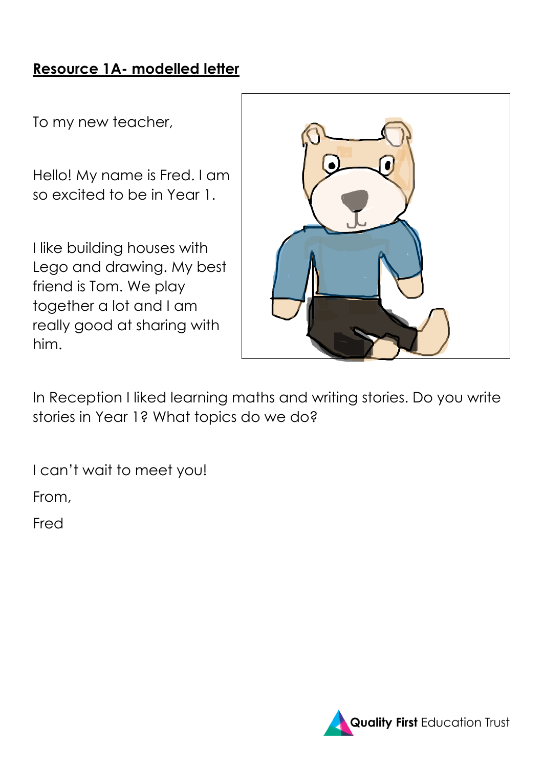**Resource 1A- modelled letter**

To my new teacher,

Hello! My name is Fred. I am so excited to be in Year 1.

I like building houses with Lego and drawing. My best friend is Tom. We play together a lot and I am really good at sharing with him.

In Reception I liked learning maths and writing stories. Do you write stories in Year 1? What topics do we do?

I can't wait to meet you!

From,

Fred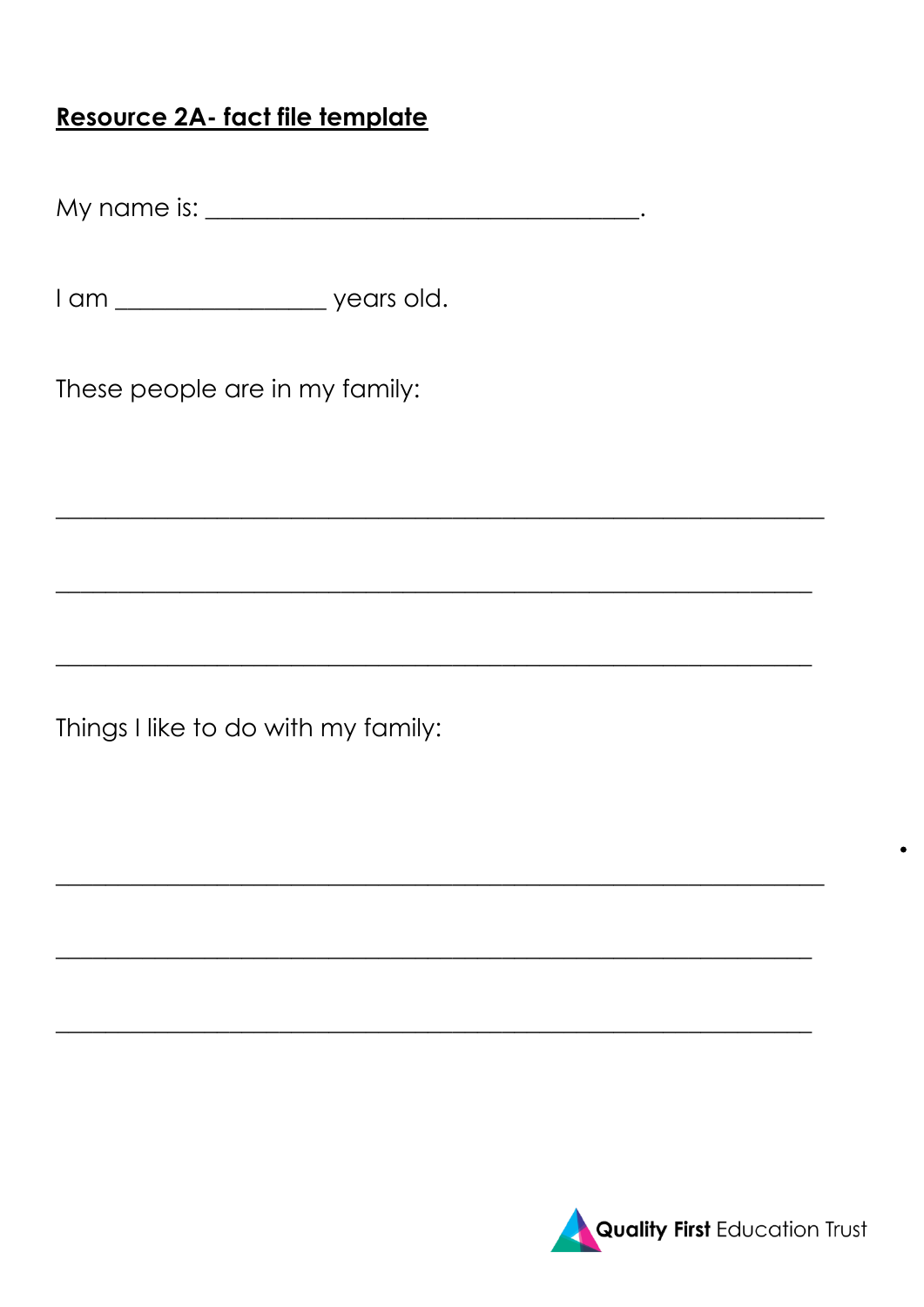**<u>Resource 2A- fact file template</u>**

My name is: ___________________________________.

I am _________________ years old.

These people are in my family:

______________________________________________________________

______________________________________________________________

______________________________________________________________

Things I like to do with my family:

______________________________________________________________

______________________________________________________________

______________________________________________________________

**Quality First** Education Trust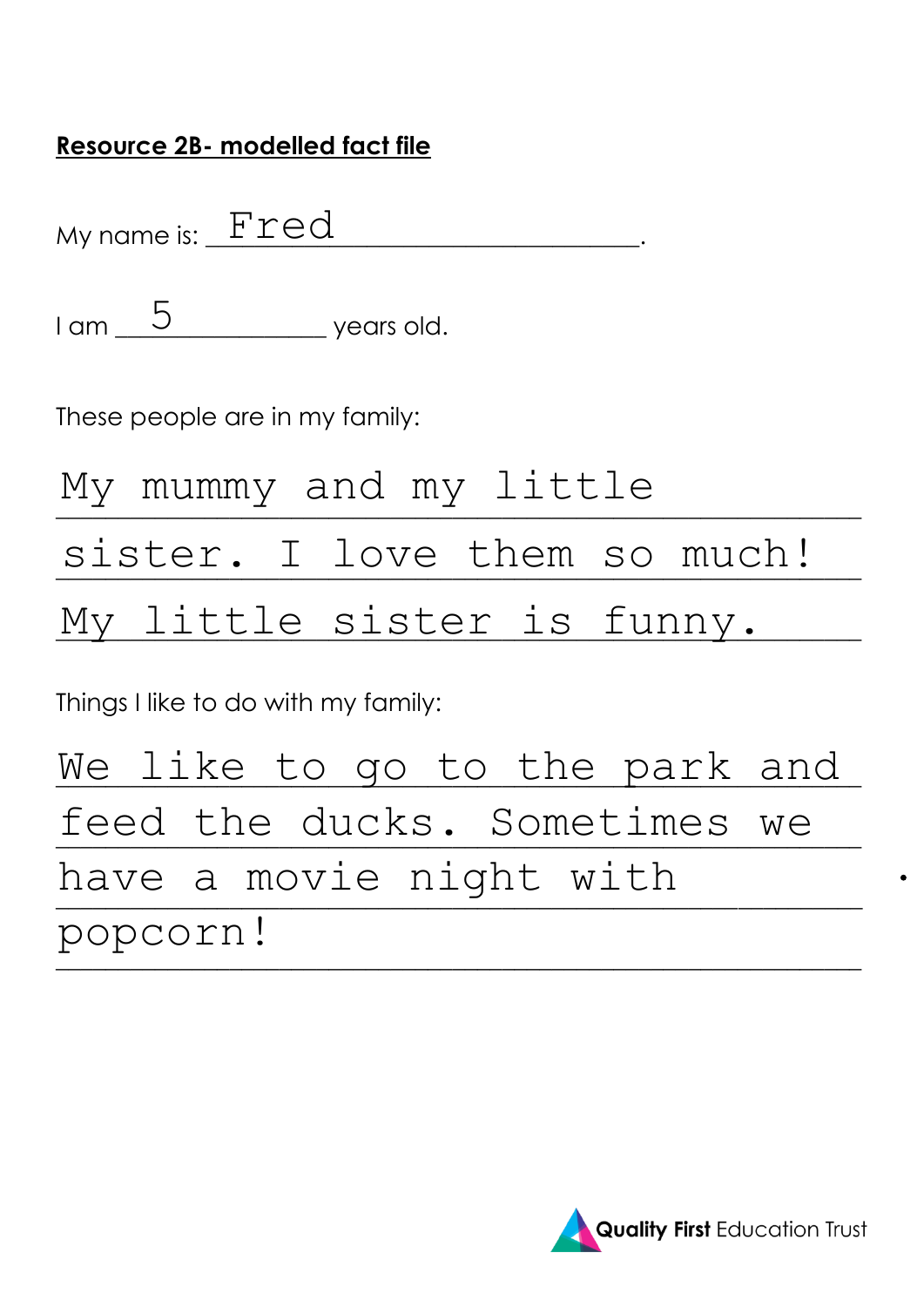**Resource 2B- modelled fact file**

My name is: Fred.

I am 5 years old.

These people are in my family:

My mummy and my little sister. I love them so much! My little sister is funny.

Things I like to do with my family:

We like to go to the park and feed the ducks. Sometimes we have a movie night with popcorn!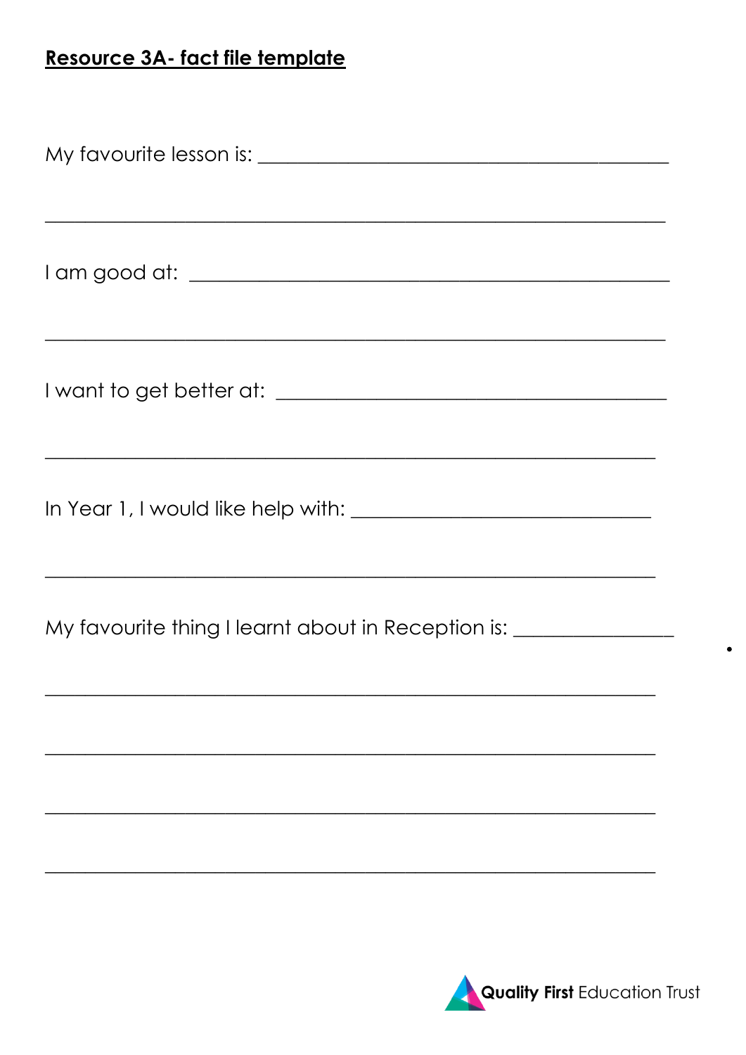**Resource 3A- fact file template**

My favourite lesson is: ________________________________________

________________________________________________________________

I am good at: ________________________________________________

________________________________________________________________

I want to get better at: ______________________________________

________________________________________________________________

In Year 1, I would like help with: _____________________________

________________________________________________________________

My favourite thing I learnt about in Reception is: _______________

________________________________________________________________

________________________________________________________________

________________________________________________________________

________________________________________________________________

Quality First Education Trust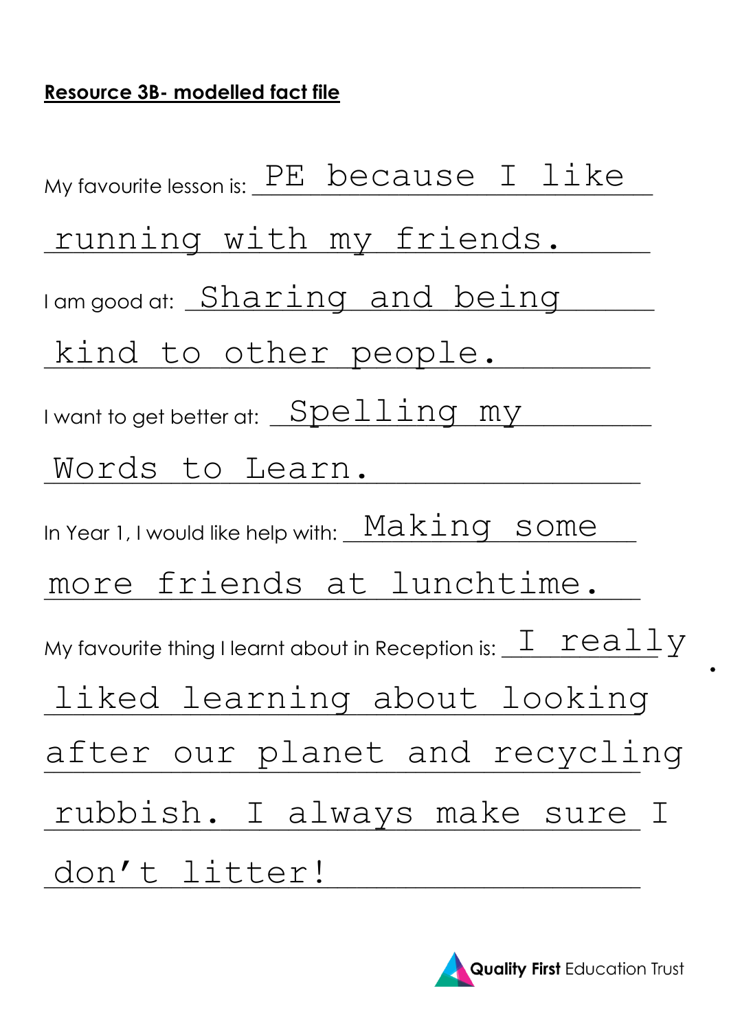**Resource 3B- modelled fact file**

My favourite lesson is: PE because I like running with my friends.

I am good at: Sharing and being kind to other people.

I want to get better at: Spelling my Words to Learn.

In Year 1, I would like help with: Making some more friends at lunchtime.

My favourite thing I learnt about in Reception is: I really liked learning about looking after our planet and recycling rubbish. I always make sure I don't litter!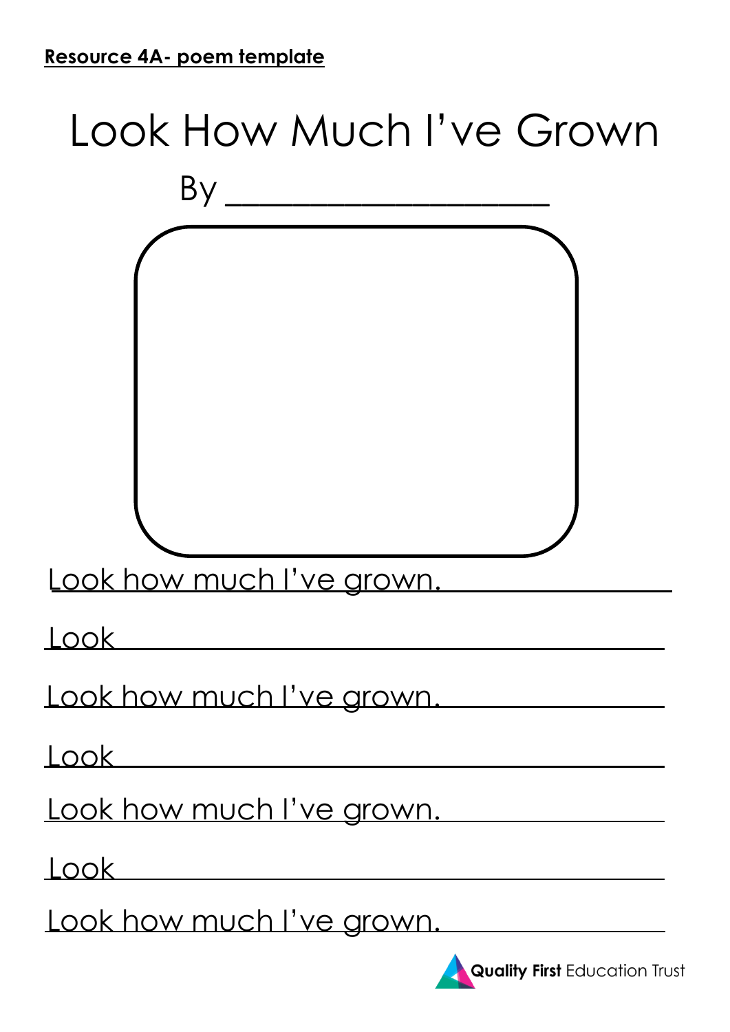**Resource 4A- poem template**

# Look How Much I've Grown

By ____________________

Look how much I've grown. ____________

Look ________________________________

Look how much I've grown. ____________

Look ________________________________

Look how much I've grown. ____________

Look ________________________________

Look how much I've grown. ____________

**Quality First** Education Trust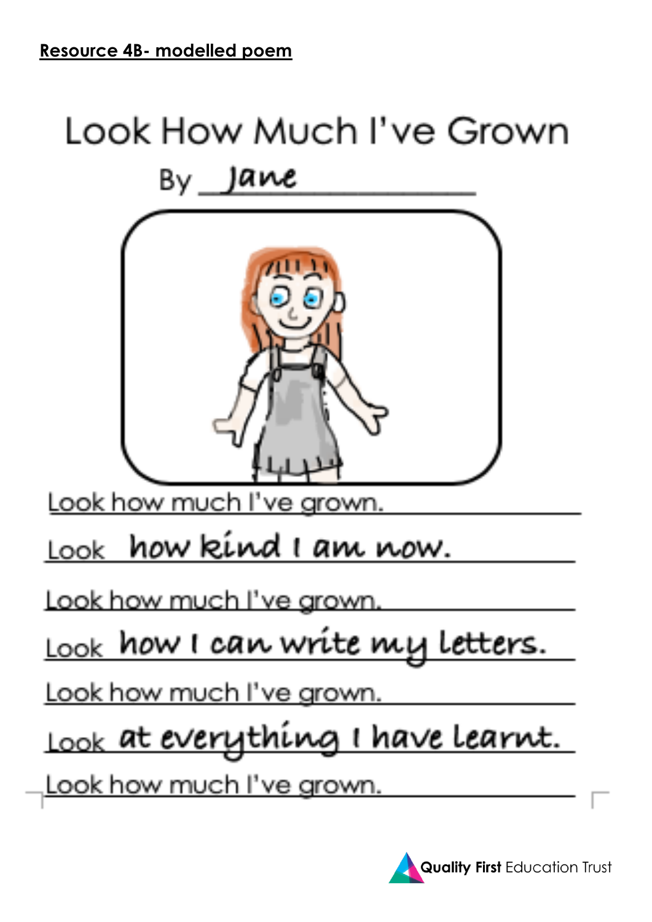**Resource 4B- modelled poem**

# Look How Much I've Grown

By Jane

Look how much I've grown.

Look how kind I am now.

Look how much I've grown.

Look how I can write my letters.

Look how much I've grown.

Look at everything I have learnt.

Look how much I've grown.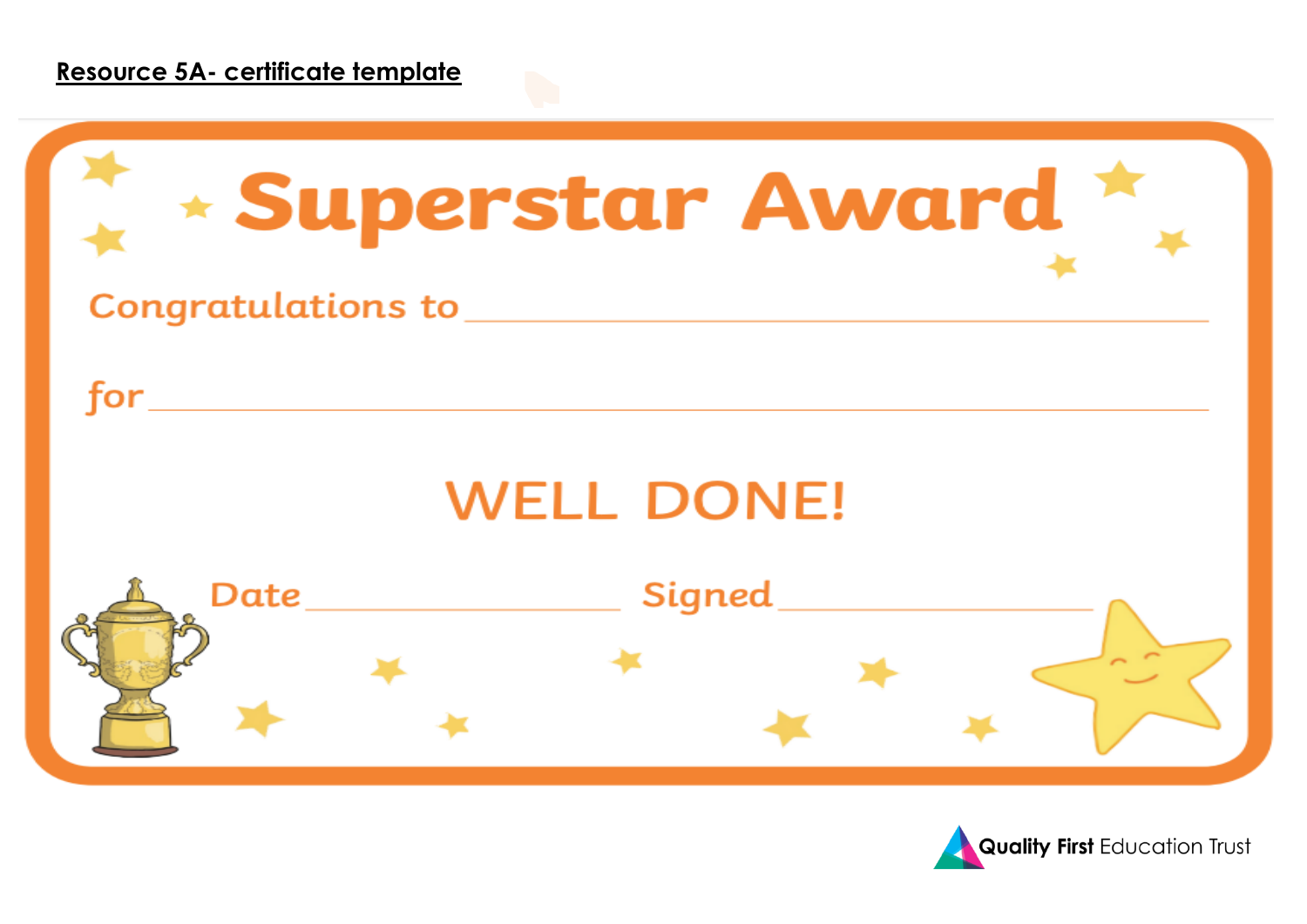**Resource 5A- certificate template**

# Superstar Award

Congratulations to ______________________________

for ______________________________

## WELL DONE!

Date ____________________ Signed ____________________

Quality First Education Trust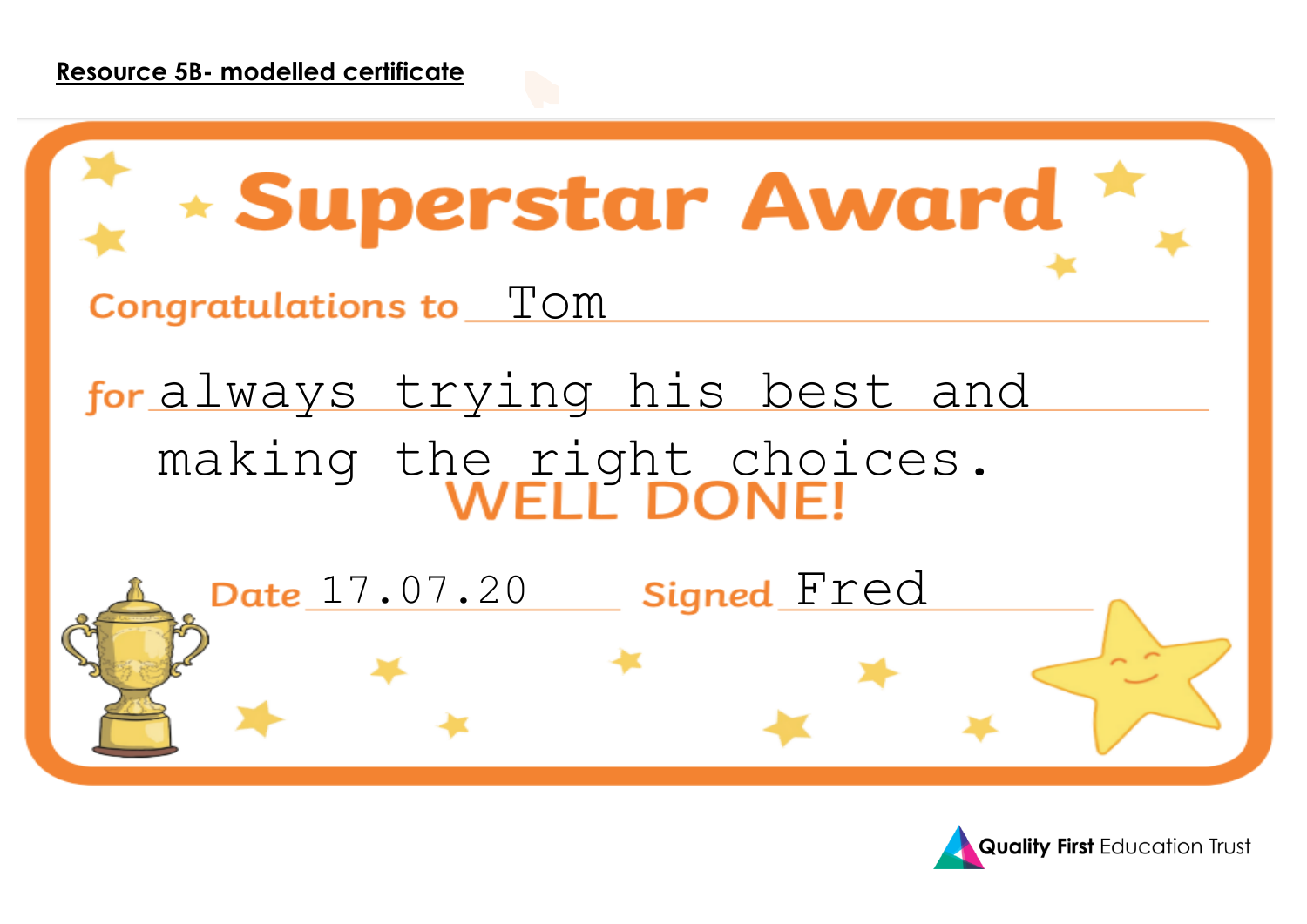**Resource 5B- modelled certificate**

# Superstar Award

Congratulations to Tom

for always trying his best and making the right choices.

WELL DONE!

Date 17.07.20 Signed Fred

Quality First Education Trust